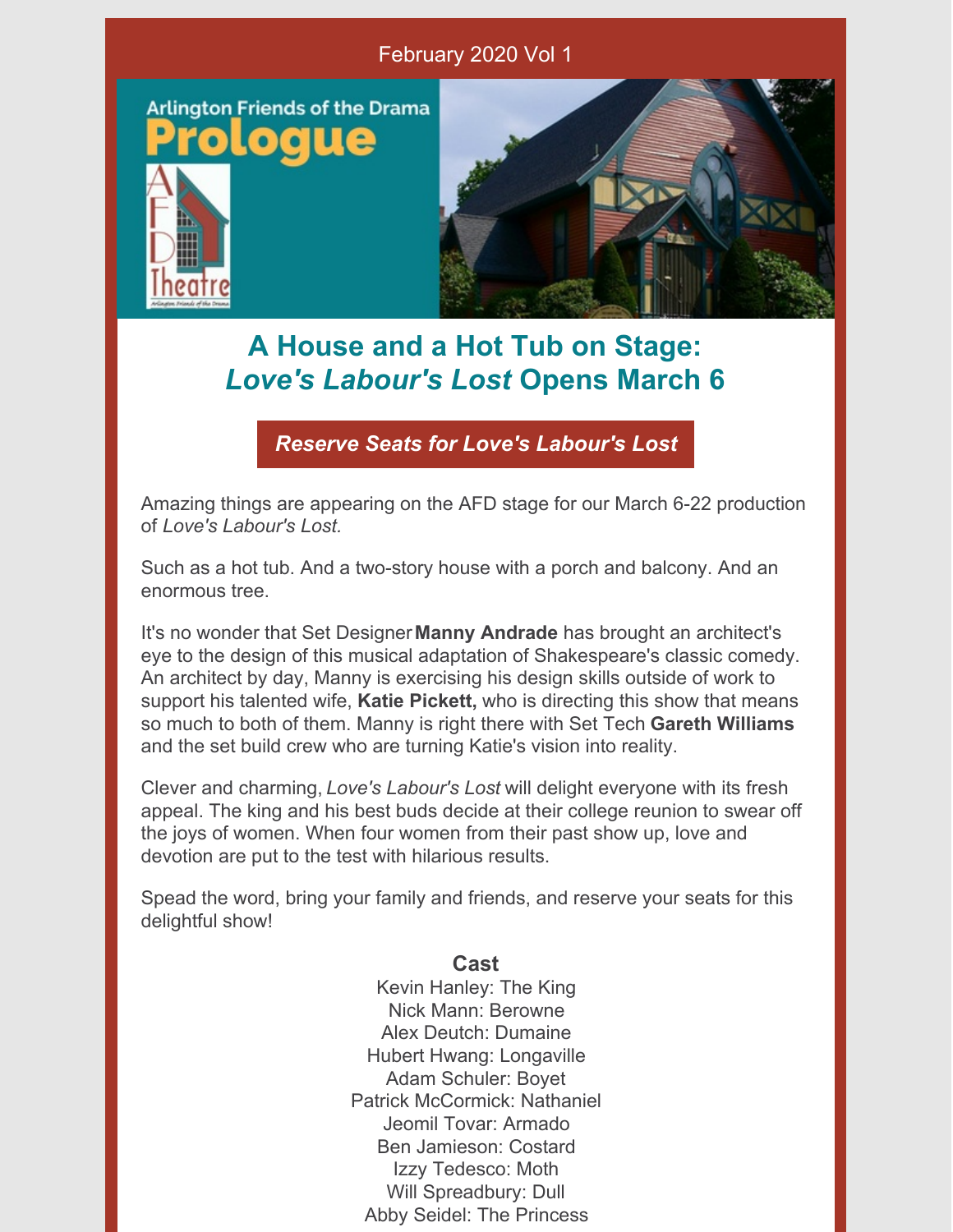February 2020 Vol 1

Arlington Friends of the Drama

**Prologue**

AFD Theatre

# A House and a Hot Tub on Stage: *Love's Labour's Lost* Opens March 6

***Reserve Seats for Love's Labour's Lost***

Amazing things are appearing on the AFD stage for our March 6-22 production of *Love's Labour's Lost.*

Such as a hot tub. And a two-story house with a porch and balcony. And an enormous tree.

It's no wonder that Set Designer **Manny Andrade** has brought an architect's eye to the design of this musical adaptation of Shakespeare's classic comedy. An architect by day, Manny is exercising his design skills outside of work to support his talented wife, **Katie Pickett,** who is directing this show that means so much to both of them. Manny is right there with Set Tech **Gareth Williams** and the set build crew who are turning Katie's vision into reality.

Clever and charming, *Love's Labour's Lost* will delight everyone with its fresh appeal. The king and his best buds decide at their college reunion to swear off the joys of women. When four women from their past show up, love and devotion are put to the test with hilarious results.

Spead the word, bring your family and friends, and reserve your seats for this delightful show!

**Cast**

Kevin Hanley: The King
Nick Mann: Berowne
Alex Deutch: Dumaine
Hubert Hwang: Longaville
Adam Schuler: Boyet
Patrick McCormick: Nathaniel
Jeomil Tovar: Armado
Ben Jamieson: Costard
Izzy Tedesco: Moth
Will Spreadbury: Dull
Abby Seidel: The Princess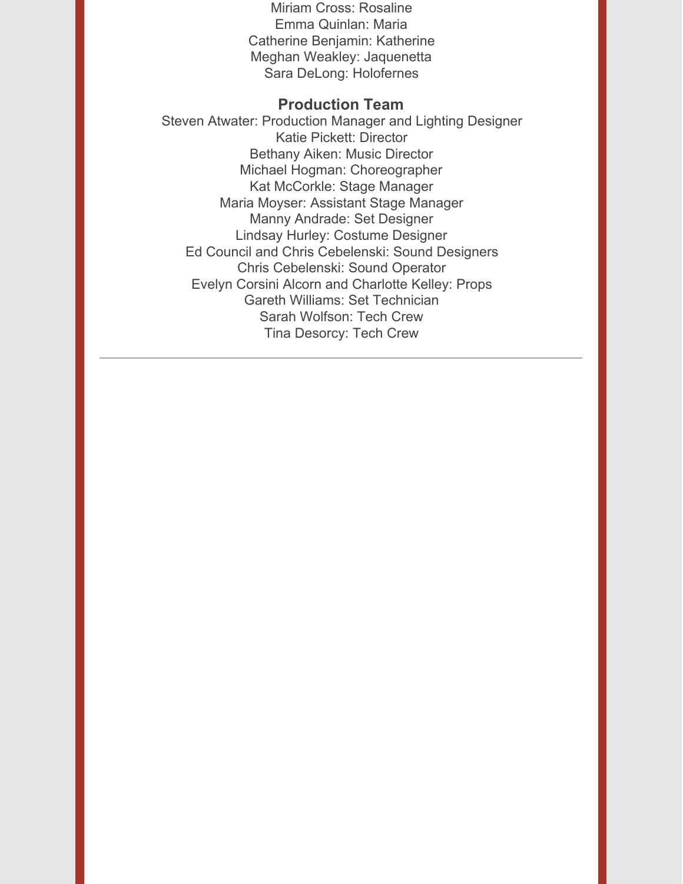Miriam Cross: Rosaline
Emma Quinlan: Maria
Catherine Benjamin: Katherine
Meghan Weakley: Jaquenetta
Sara DeLong: Holofernes

**Production Team**

Steven Atwater: Production Manager and Lighting Designer
Katie Pickett: Director
Bethany Aiken: Music Director
Michael Hogman: Choreographer
Kat McCorkle: Stage Manager
Maria Moyser: Assistant Stage Manager
Manny Andrade: Set Designer
Lindsay Hurley: Costume Designer
Ed Council and Chris Cebelenski: Sound Designers
Chris Cebelenski: Sound Operator
Evelyn Corsini Alcorn and Charlotte Kelley: Props
Gareth Williams: Set Technician
Sarah Wolfson: Tech Crew
Tina Desorcy: Tech Crew

---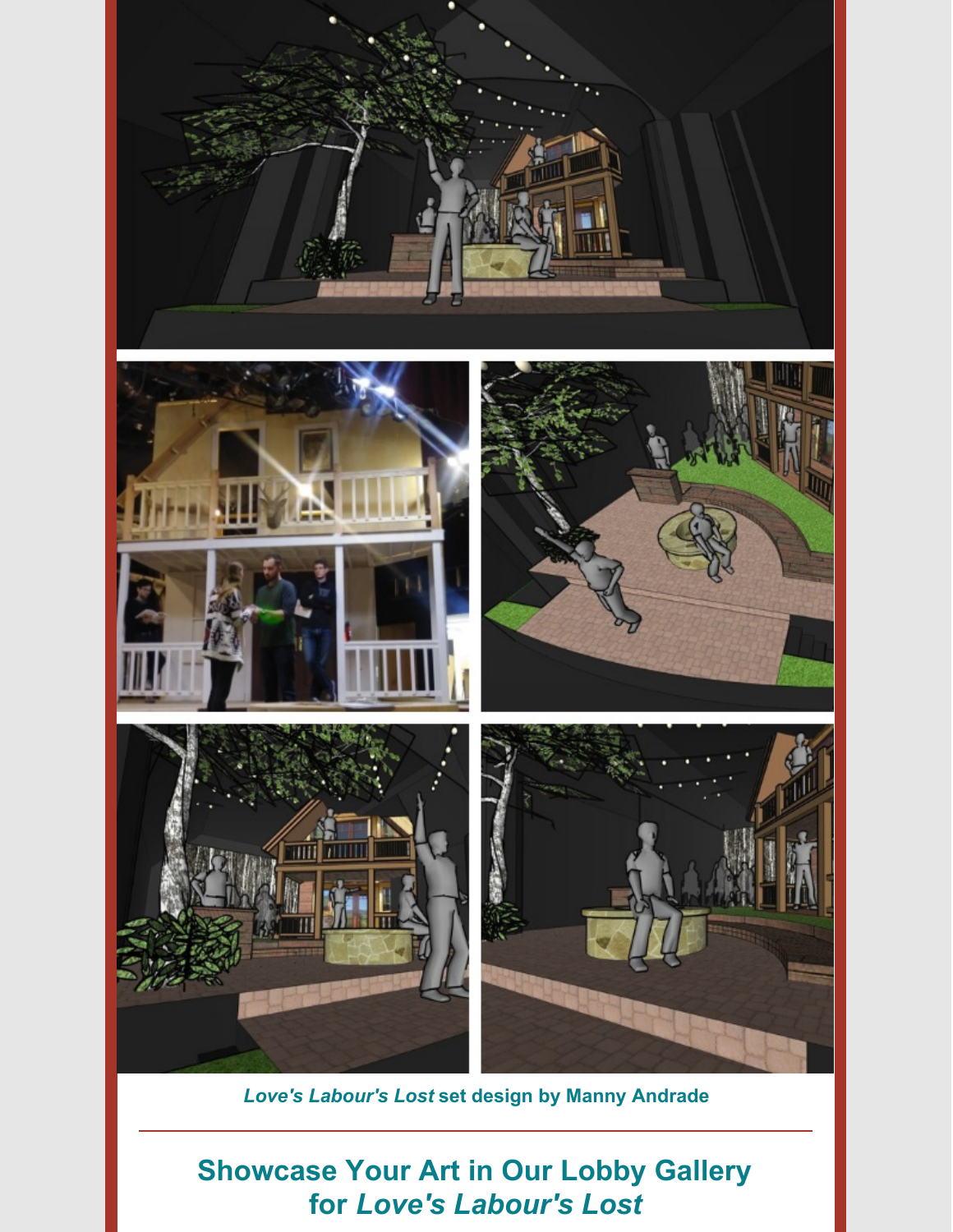*Love's Labour's Lost* set design by Manny Andrade

---

## Showcase Your Art in Our Lobby Gallery for *Love's Labour's Lost*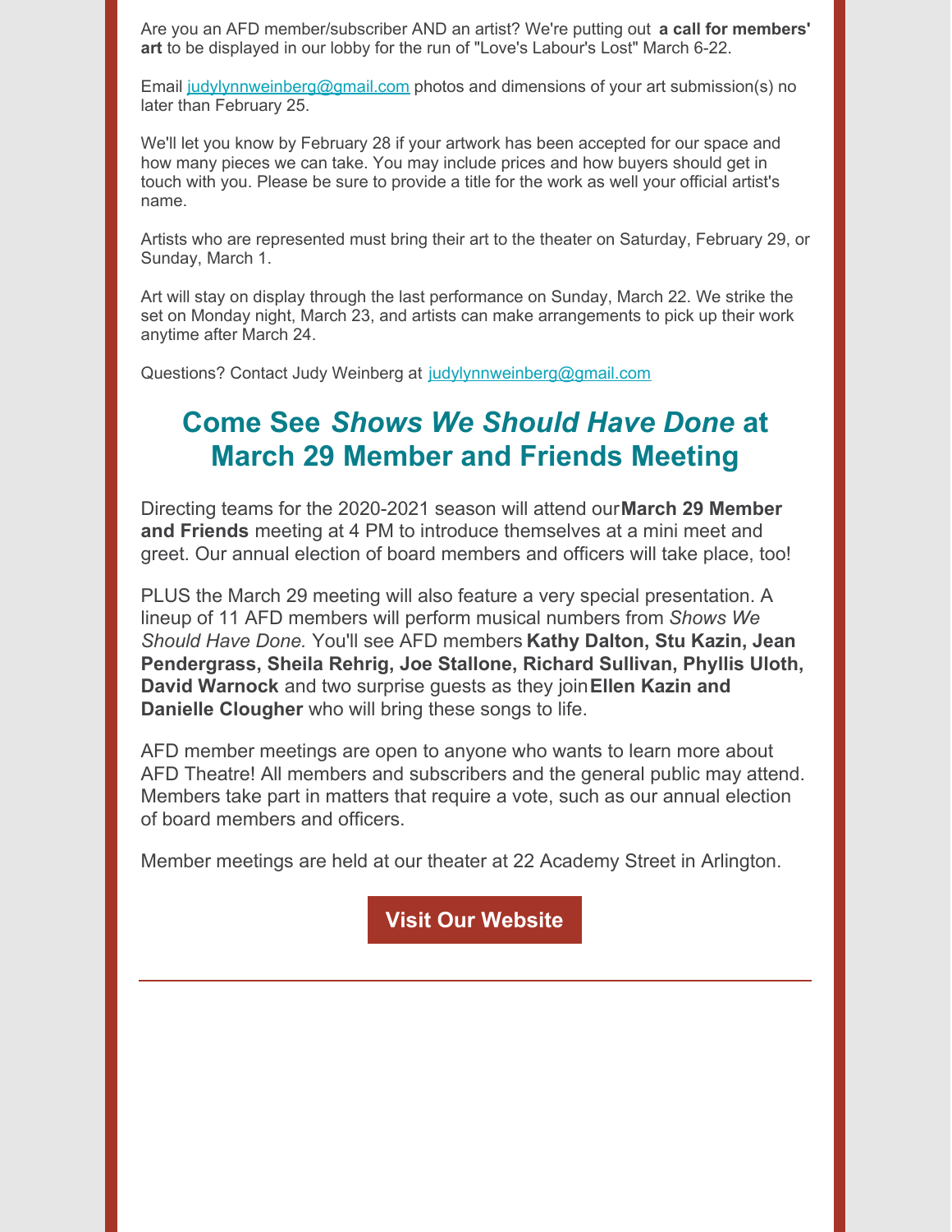Are you an AFD member/subscriber AND an artist? We're putting out **a call for members' art** to be displayed in our lobby for the run of "Love's Labour's Lost" March 6-22.

Email judylynnweinberg@gmail.com photos and dimensions of your art submission(s) no later than February 25.

We'll let you know by February 28 if your artwork has been accepted for our space and how many pieces we can take. You may include prices and how buyers should get in touch with you. Please be sure to provide a title for the work as well your official artist's name.

Artists who are represented must bring their art to the theater on Saturday, February 29, or Sunday, March 1.

Art will stay on display through the last performance on Sunday, March 22. We strike the set on Monday night, March 23, and artists can make arrangements to pick up their work anytime after March 24.

Questions? Contact Judy Weinberg at judylynnweinberg@gmail.com

## Come See *Shows We Should Have Done* at March 29 Member and Friends Meeting

Directing teams for the 2020-2021 season will attend our **March 29 Member and Friends** meeting at 4 PM to introduce themselves at a mini meet and greet. Our annual election of board members and officers will take place, too!

PLUS the March 29 meeting will also feature a very special presentation. A lineup of 11 AFD members will perform musical numbers from *Shows We Should Have Done.* You'll see AFD members **Kathy Dalton, Stu Kazin, Jean Pendergrass, Sheila Rehrig, Joe Stallone, Richard Sullivan, Phyllis Uloth, David Warnock** and two surprise guests as they join **Ellen Kazin and Danielle Clougher** who will bring these songs to life.

AFD member meetings are open to anyone who wants to learn more about AFD Theatre! All members and subscribers and the general public may attend. Members take part in matters that require a vote, such as our annual election of board members and officers.

Member meetings are held at our theater at 22 Academy Street in Arlington.

**Visit Our Website**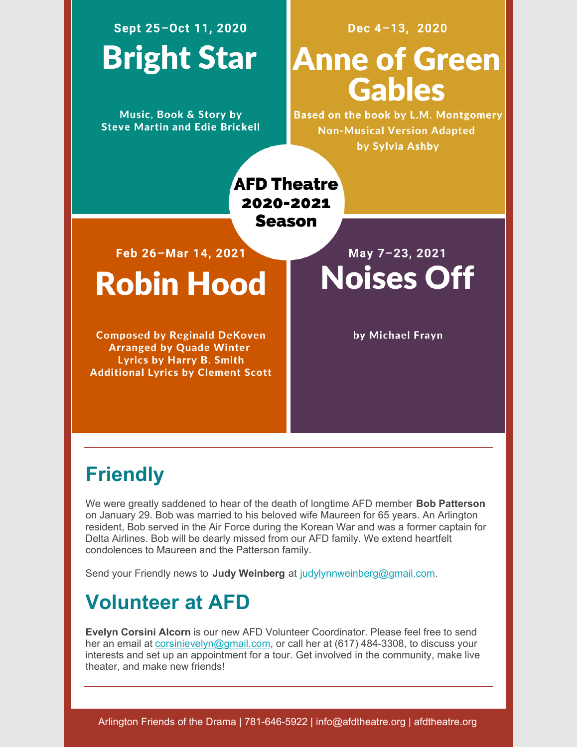## AFD Theatre 2020-2021 Season

**Sept 25–Oct 11, 2020**

# Bright Star

**Music, Book & Story by Steve Martin and Edie Brickell**

**Dec 4–13, 2020**

# Anne of Green Gables

**Based on the book by L.M. Montgomery**
**Non-Musical Version Adapted by Sylvia Ashby**

**Feb 26–Mar 14, 2021**

# Robin Hood

**Composed by Reginald DeKoven**
**Arranged by Quade Winter**
**Lyrics by Harry B. Smith**
**Additional Lyrics by Clement Scott**

**May 7–23, 2021**

# Noises Off

**by Michael Frayn**

---

## Friendly

We were greatly saddened to hear of the death of longtime AFD member **Bob Patterson** on January 29. Bob was married to his beloved wife Maureen for 65 years. An Arlington resident, Bob served in the Air Force during the Korean War and was a former captain for Delta Airlines. Bob will be dearly missed from our AFD family. We extend heartfelt condolences to Maureen and the Patterson family.

Send your Friendly news to **Judy Weinberg** at judylynnweinberg@gmail.com.

## Volunteer at AFD

**Evelyn Corsini Alcorn** is our new AFD Volunteer Coordinator. Please feel free to send her an email at corsinievelyn@gmail.com, or call her at (617) 484-3308, to discuss your interests and set up an appointment for a tour. Get involved in the community, make live theater, and make new friends!

---

Arlington Friends of the Drama | 781-646-5922 | info@afdtheatre.org | afdtheatre.org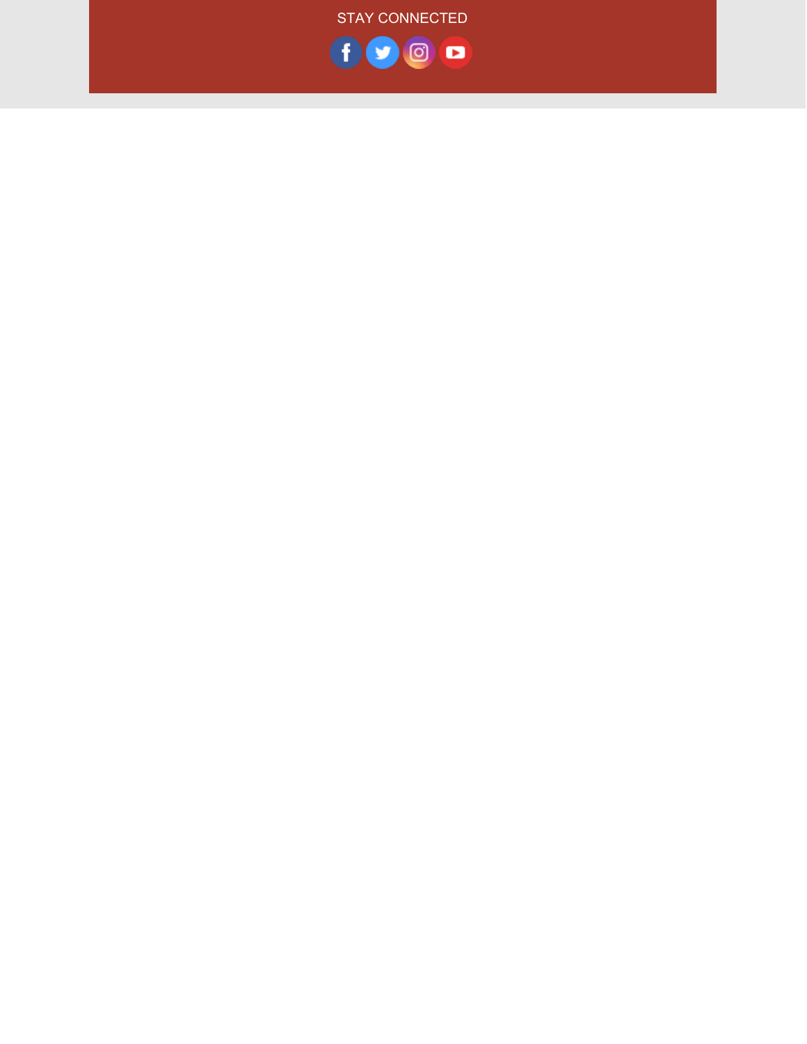STAY CONNECTED